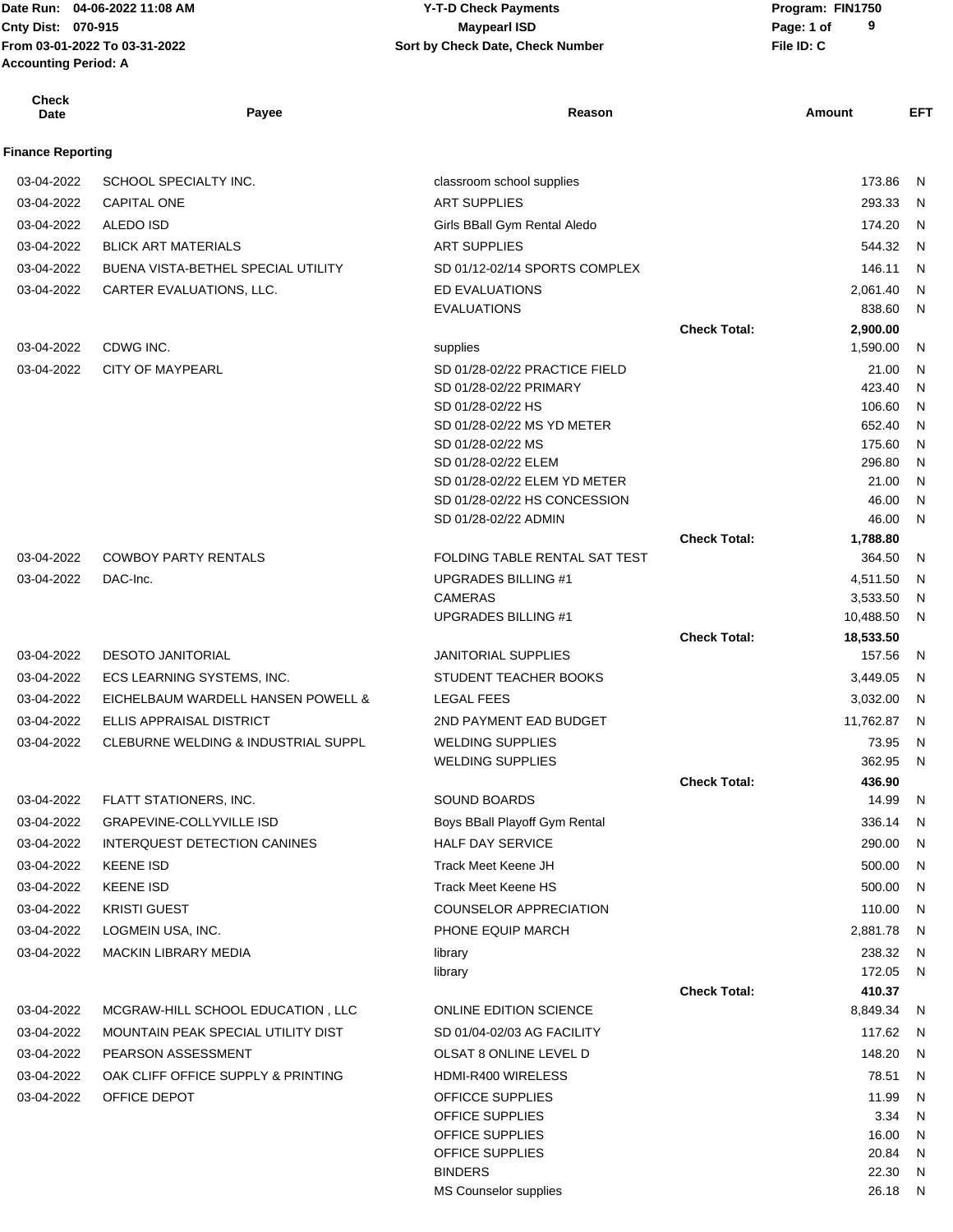Date Run: 04-06-2022 11:08 AM
Cnty Dist: 070-915
From 03-01-2022 To 03-31-2022
Accounting Period: A

**Y-T-D Check Payments**
**Maypearl ISD**
**Sort by Check Date, Check Number**

Program: FIN1750
File ID: C

**Finance Reporting**

| Check Date | Payee | Reason | | Amount | EFT |
|---|---|---|---|---|---|
| 03-04-2022 | SCHOOL SPECIALTY INC. | classroom school supplies | | 173.86 | N |
| 03-04-2022 | CAPITAL ONE | ART SUPPLIES | | 293.33 | N |
| 03-04-2022 | ALEDO ISD | Girls BBall Gym Rental Aledo | | 174.20 | N |
| 03-04-2022 | BLICK ART MATERIALS | ART SUPPLIES | | 544.32 | N |
| 03-04-2022 | BUENA VISTA-BETHEL SPECIAL UTILITY | SD 01/12-02/14 SPORTS COMPLEX | | 146.11 | N |
| 03-04-2022 | CARTER EVALUATIONS, LLC. | ED EVALUATIONS | | 2,061.40 | N |
| | | EVALUATIONS | | 838.60 | N |
| | | | **Check Total:** | **2,900.00** | |
| 03-04-2022 | CDWG INC. | supplies | | 1,590.00 | N |
| 03-04-2022 | CITY OF MAYPEARL | SD 01/28-02/22 PRACTICE FIELD | | 21.00 | N |
| | | SD 01/28-02/22 PRIMARY | | 423.40 | N |
| | | SD 01/28-02/22 HS | | 106.60 | N |
| | | SD 01/28-02/22 MS YD METER | | 652.40 | N |
| | | SD 01/28-02/22 MS | | 175.60 | N |
| | | SD 01/28-02/22 ELEM | | 296.80 | N |
| | | SD 01/28-02/22 ELEM YD METER | | 21.00 | N |
| | | SD 01/28-02/22 HS CONCESSION | | 46.00 | N |
| | | SD 01/28-02/22 ADMIN | | 46.00 | N |
| | | | **Check Total:** | **1,788.80** | |
| 03-04-2022 | COWBOY PARTY RENTALS | FOLDING TABLE RENTAL SAT TEST | | 364.50 | N |
| 03-04-2022 | DAC-Inc. | UPGRADES BILLING #1 | | 4,511.50 | N |
| | | CAMERAS | | 3,533.50 | N |
| | | UPGRADES BILLING #1 | | 10,488.50 | N |
| | | | **Check Total:** | **18,533.50** | |
| 03-04-2022 | DESOTO JANITORIAL | JANITORIAL SUPPLIES | | 157.56 | N |
| 03-04-2022 | ECS LEARNING SYSTEMS, INC. | STUDENT TEACHER BOOKS | | 3,449.05 | N |
| 03-04-2022 | EICHELBAUM WARDELL HANSEN POWELL & | LEGAL FEES | | 3,032.00 | N |
| 03-04-2022 | ELLIS APPRAISAL DISTRICT | 2ND PAYMENT EAD BUDGET | | 11,762.87 | N |
| 03-04-2022 | CLEBURNE WELDING & INDUSTRIAL SUPPL | WELDING SUPPLIES | | 73.95 | N |
| | | WELDING SUPPLIES | | 362.95 | N |
| | | | **Check Total:** | **436.90** | |
| 03-04-2022 | FLATT STATIONERS, INC. | SOUND BOARDS | | 14.99 | N |
| 03-04-2022 | GRAPEVINE-COLLYVILLE ISD | Boys BBall Playoff Gym Rental | | 336.14 | N |
| 03-04-2022 | INTERQUEST DETECTION CANINES | HALF DAY SERVICE | | 290.00 | N |
| 03-04-2022 | KEENE ISD | Track Meet Keene JH | | 500.00 | N |
| 03-04-2022 | KEENE ISD | Track Meet Keene HS | | 500.00 | N |
| 03-04-2022 | KRISTI GUEST | COUNSELOR APPRECIATION | | 110.00 | N |
| 03-04-2022 | LOGMEIN USA, INC. | PHONE EQUIP MARCH | | 2,881.78 | N |
| 03-04-2022 | MACKIN LIBRARY MEDIA | library | | 238.32 | N |
| | | library | | 172.05 | N |
| | | | **Check Total:** | **410.37** | |
| 03-04-2022 | MCGRAW-HILL SCHOOL EDUCATION , LLC | ONLINE EDITION SCIENCE | | 8,849.34 | N |
| 03-04-2022 | MOUNTAIN PEAK SPECIAL UTILITY DIST | SD 01/04-02/03 AG FACILITY | | 117.62 | N |
| 03-04-2022 | PEARSON ASSESSMENT | OLSAT 8 ONLINE LEVEL D | | 148.20 | N |
| 03-04-2022 | OAK CLIFF OFFICE SUPPLY & PRINTING | HDMI-R400 WIRELESS | | 78.51 | N |
| 03-04-2022 | OFFICE DEPOT | OFFICCE SUPPLIES | | 11.99 | N |
| | | OFFICE SUPPLIES | | 3.34 | N |
| | | OFFICE SUPPLIES | | 16.00 | N |
| | | OFFICE SUPPLIES | | 20.84 | N |
| | | BINDERS | | 22.30 | N |
| | | MS Counselor supplies | | 26.18 | N |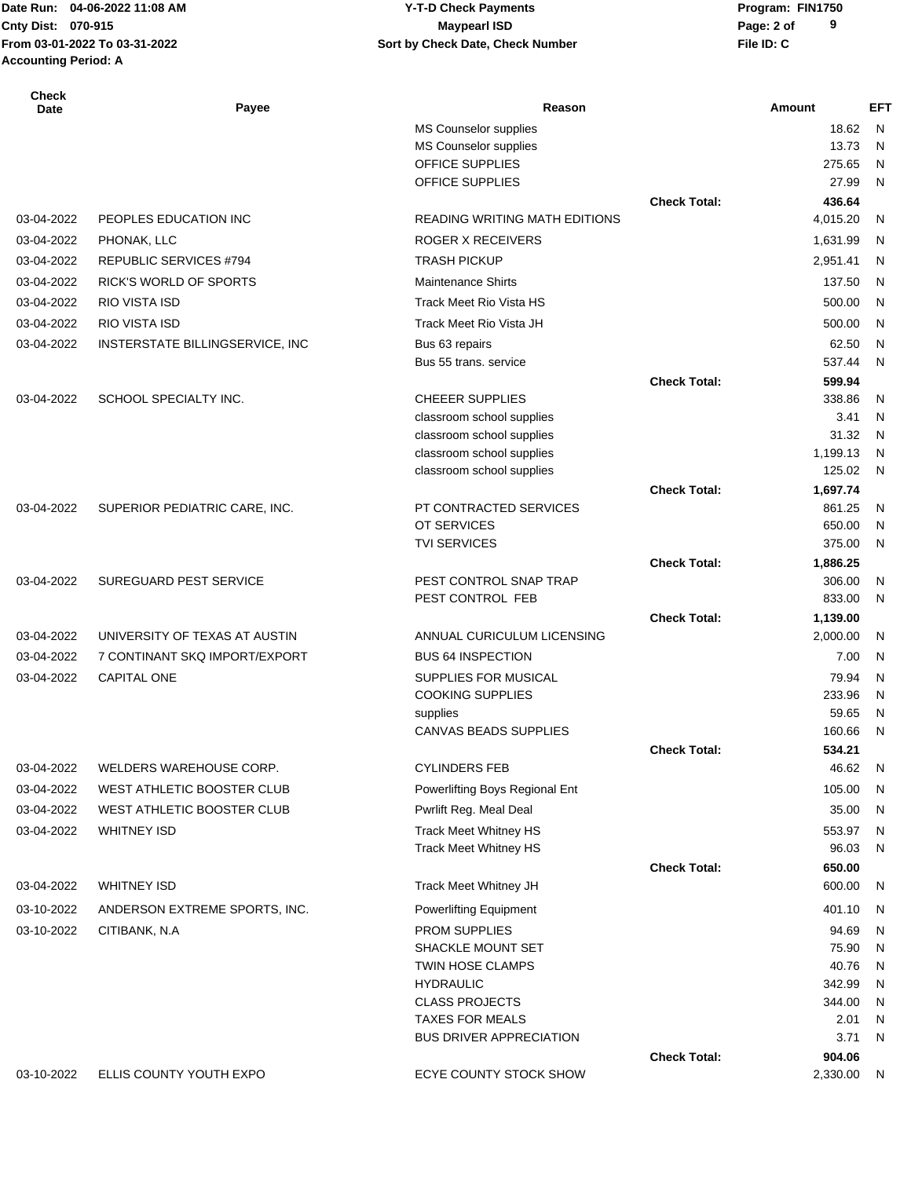Date Run: 04-06-2022 11:08 AM
Cnty Dist: 070-915
From 03-01-2022 To 03-31-2022
Accounting Period: A

**Y-T-D Check Payments**
**Maypearl ISD**
**Sort by Check Date, Check Number**

Program: FIN1750
File ID: C

| Check Date | Payee | Reason | | Amount | EFT |
|---|---|---|---|---|---|
| | | MS Counselor supplies | | 18.62 | N |
| | | MS Counselor supplies | | 13.73 | N |
| | | OFFICE SUPPLIES | | 275.65 | N |
| | | OFFICE SUPPLIES | | 27.99 | N |
| | | | **Check Total:** | **436.64** | |
| 03-04-2022 | PEOPLES EDUCATION INC | READING WRITING MATH EDITIONS | | 4,015.20 | N |
| 03-04-2022 | PHONAK, LLC | ROGER X RECEIVERS | | 1,631.99 | N |
| 03-04-2022 | REPUBLIC SERVICES #794 | TRASH PICKUP | | 2,951.41 | N |
| 03-04-2022 | RICK'S WORLD OF SPORTS | Maintenance Shirts | | 137.50 | N |
| 03-04-2022 | RIO VISTA ISD | Track Meet Rio Vista HS | | 500.00 | N |
| 03-04-2022 | RIO VISTA ISD | Track Meet Rio Vista JH | | 500.00 | N |
| 03-04-2022 | INTERSTATE BILLINGSERVICE, INC | Bus 63 repairs | | 62.50 | N |
| | | Bus 55 trans. service | | 537.44 | N |
| | | | **Check Total:** | **599.94** | |
| 03-04-2022 | SCHOOL SPECIALTY INC. | CHEEER SUPPLIES | | 338.86 | N |
| | | classroom school supplies | | 3.41 | N |
| | | classroom school supplies | | 31.32 | N |
| | | classroom school supplies | | 1,199.13 | N |
| | | classroom school supplies | | 125.02 | N |
| | | | **Check Total:** | **1,697.74** | |
| 03-04-2022 | SUPERIOR PEDIATRIC CARE, INC. | PT CONTRACTED SERVICES | | 861.25 | N |
| | | OT SERVICES | | 650.00 | N |
| | | TVI SERVICES | | 375.00 | N |
| | | | **Check Total:** | **1,886.25** | |
| 03-04-2022 | SUREGUARD PEST SERVICE | PEST CONTROL SNAP TRAP | | 306.00 | N |
| | | PEST CONTROL FEB | | 833.00 | N |
| | | | **Check Total:** | **1,139.00** | |
| 03-04-2022 | UNIVERSITY OF TEXAS AT AUSTIN | ANNUAL CURICULUM LICENSING | | 2,000.00 | N |
| 03-04-2022 | 7 CONTINANT SKQ IMPORT/EXPORT | BUS 64 INSPECTION | | 7.00 | N |
| 03-04-2022 | CAPITAL ONE | SUPPLIES FOR MUSICAL | | 79.94 | N |
| | | COOKING SUPPLIES | | 233.96 | N |
| | | supplies | | 59.65 | N |
| | | CANVAS BEADS SUPPLIES | | 160.66 | N |
| | | | **Check Total:** | **534.21** | |
| 03-04-2022 | WELDERS WAREHOUSE CORP. | CYLINDERS FEB | | 46.62 | N |
| 03-04-2022 | WEST ATHLETIC BOOSTER CLUB | Powerlifting Boys Regional Ent | | 105.00 | N |
| 03-04-2022 | WEST ATHLETIC BOOSTER CLUB | Pwrlift Reg. Meal Deal | | 35.00 | N |
| 03-04-2022 | WHITNEY ISD | Track Meet Whitney HS | | 553.97 | N |
| | | Track Meet Whitney HS | | 96.03 | N |
| | | | **Check Total:** | **650.00** | |
| 03-04-2022 | WHITNEY ISD | Track Meet Whitney JH | | 600.00 | N |
| 03-10-2022 | ANDERSON EXTREME SPORTS, INC. | Powerlifting Equipment | | 401.10 | N |
| 03-10-2022 | CITIBANK, N.A | PROM SUPPLIES | | 94.69 | N |
| | | SHACKLE MOUNT SET | | 75.90 | N |
| | | TWIN HOSE CLAMPS | | 40.76 | N |
| | | HYDRAULIC | | 342.99 | N |
| | | CLASS PROJECTS | | 344.00 | N |
| | | TAXES FOR MEALS | | 2.01 | N |
| | | BUS DRIVER APPRECIATION | | 3.71 | N |
| | | | **Check Total:** | **904.06** | |
| 03-10-2022 | ELLIS COUNTY YOUTH EXPO | ECYE COUNTY STOCK SHOW | | 2,330.00 | N |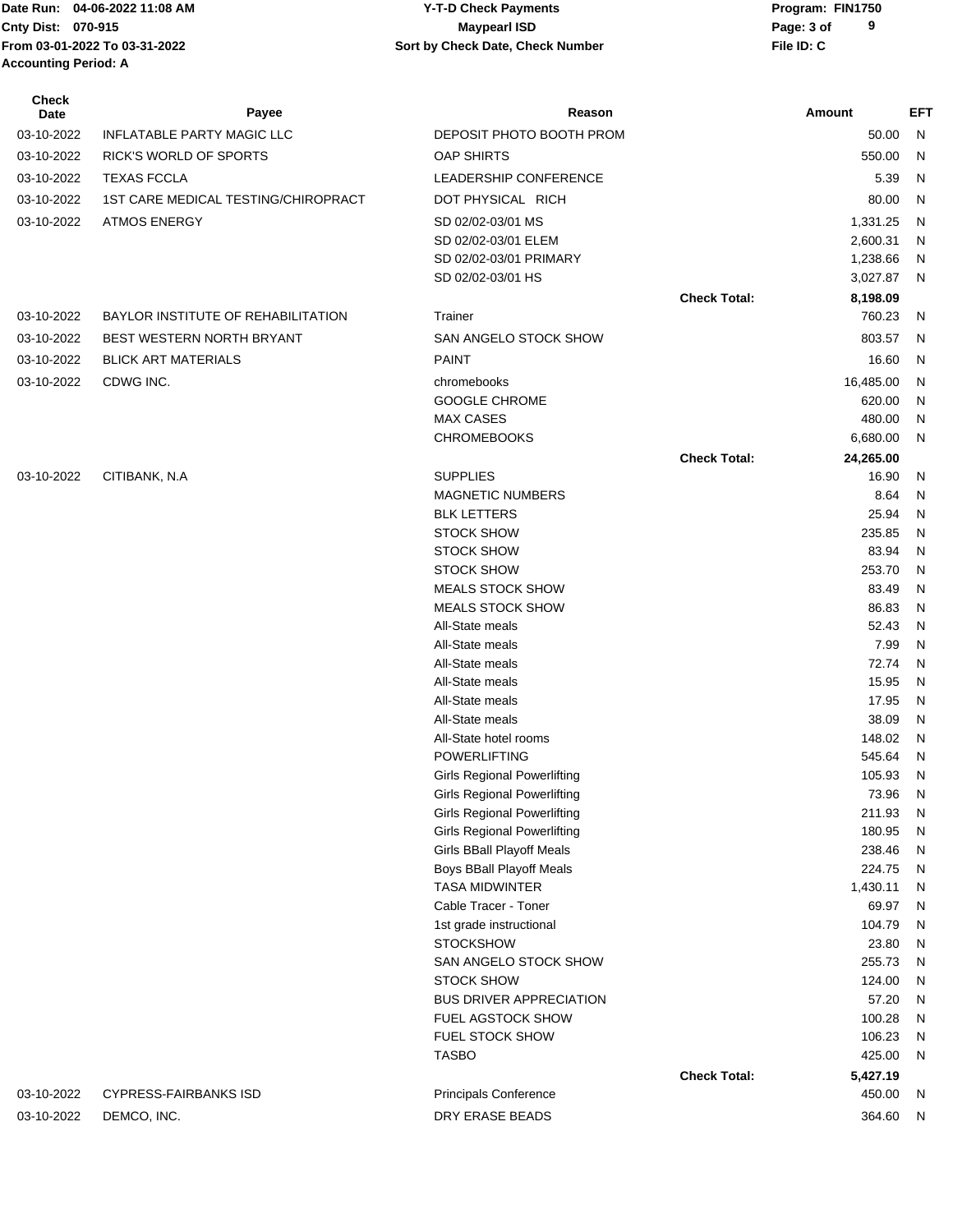Date Run: 04-06-2022 11:08 AM
Cnty Dist: 070-915
From 03-01-2022 To 03-31-2022
Accounting Period: A

**Y-T-D Check Payments**
**Maypearl ISD**
**Sort by Check Date, Check Number**

Program: FIN1750
File ID: C

| Check Date | Payee | Reason | | Amount | EFT |
|---|---|---|---|---|---|
| 03-10-2022 | INFLATABLE PARTY MAGIC LLC | DEPOSIT PHOTO BOOTH PROM | | 50.00 | N |
| 03-10-2022 | RICK'S WORLD OF SPORTS | OAP SHIRTS | | 550.00 | N |
| 03-10-2022 | TEXAS FCCLA | LEADERSHIP CONFERENCE | | 5.39 | N |
| 03-10-2022 | 1ST CARE MEDICAL TESTING/CHIROPRACT | DOT PHYSICAL RICH | | 80.00 | N |
| 03-10-2022 | ATMOS ENERGY | SD 02/02-03/01 MS | | 1,331.25 | N |
| | | SD 02/02-03/01 ELEM | | 2,600.31 | N |
| | | SD 02/02-03/01 PRIMARY | | 1,238.66 | N |
| | | SD 02/02-03/01 HS | | 3,027.87 | N |
| | | | **Check Total:** | **8,198.09** | |
| 03-10-2022 | BAYLOR INSTITUTE OF REHABILITATION | Trainer | | 760.23 | N |
| 03-10-2022 | BEST WESTERN NORTH BRYANT | SAN ANGELO STOCK SHOW | | 803.57 | N |
| 03-10-2022 | BLICK ART MATERIALS | PAINT | | 16.60 | N |
| 03-10-2022 | CDWG INC. | chromebooks | | 16,485.00 | N |
| | | GOOGLE CHROME | | 620.00 | N |
| | | MAX CASES | | 480.00 | N |
| | | CHROMEBOOKS | | 6,680.00 | N |
| | | | **Check Total:** | **24,265.00** | |
| 03-10-2022 | CITIBANK, N.A | SUPPLIES | | 16.90 | N |
| | | MAGNETIC NUMBERS | | 8.64 | N |
| | | BLK LETTERS | | 25.94 | N |
| | | STOCK SHOW | | 235.85 | N |
| | | STOCK SHOW | | 83.94 | N |
| | | STOCK SHOW | | 253.70 | N |
| | | MEALS STOCK SHOW | | 83.49 | N |
| | | MEALS STOCK SHOW | | 86.83 | N |
| | | All-State meals | | 52.43 | N |
| | | All-State meals | | 7.99 | N |
| | | All-State meals | | 72.74 | N |
| | | All-State meals | | 15.95 | N |
| | | All-State meals | | 17.95 | N |
| | | All-State meals | | 38.09 | N |
| | | All-State hotel rooms | | 148.02 | N |
| | | POWERLIFTING | | 545.64 | N |
| | | Girls Regional Powerlifting | | 105.93 | N |
| | | Girls Regional Powerlifting | | 73.96 | N |
| | | Girls Regional Powerlifting | | 211.93 | N |
| | | Girls Regional Powerlifting | | 180.95 | N |
| | | Girls BBall Playoff Meals | | 238.46 | N |
| | | Boys BBall Playoff Meals | | 224.75 | N |
| | | TASA MIDWINTER | | 1,430.11 | N |
| | | Cable Tracer - Toner | | 69.97 | N |
| | | 1st grade instructional | | 104.79 | N |
| | | STOCKSHOW | | 23.80 | N |
| | | SAN ANGELO STOCK SHOW | | 255.73 | N |
| | | STOCK SHOW | | 124.00 | N |
| | | BUS DRIVER APPRECIATION | | 57.20 | N |
| | | FUEL AGSTOCK SHOW | | 100.28 | N |
| | | FUEL STOCK SHOW | | 106.23 | N |
| | | TASBO | | 425.00 | N |
| | | | **Check Total:** | **5,427.19** | |
| 03-10-2022 | CYPRESS-FAIRBANKS ISD | Principals Conference | | 450.00 | N |
| 03-10-2022 | DEMCO, INC. | DRY ERASE BEADS | | 364.60 | N |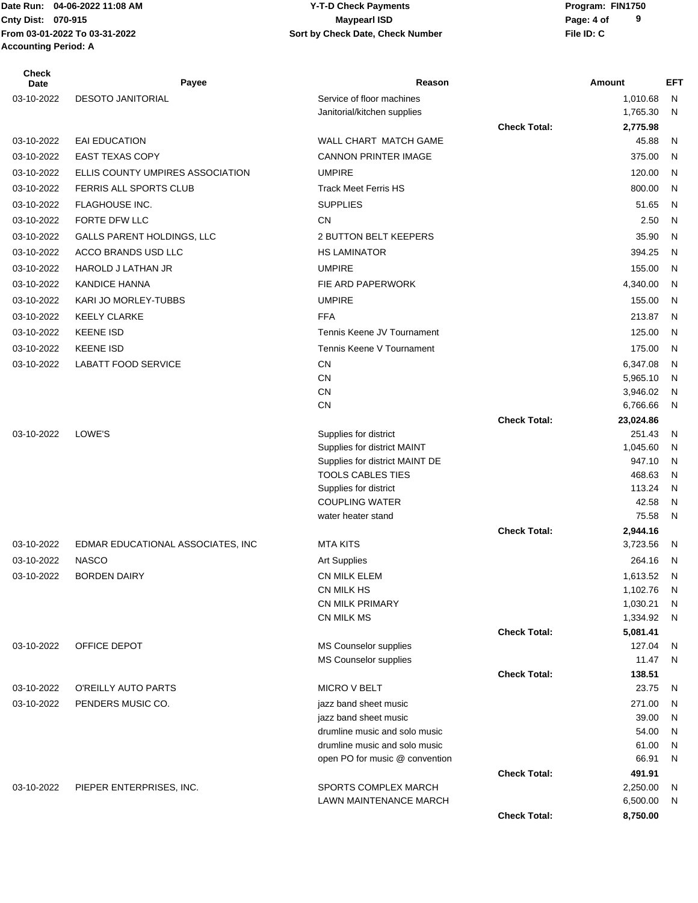Date Run: 04-06-2022 11:08 AM
Cnty Dist: 070-915
From 03-01-2022 To 03-31-2022
Accounting Period: A

**Y-T-D Check Payments**
**Maypearl ISD**
**Sort by Check Date, Check Number**

Program: FIN1750
File ID: C

| Check Date | Payee | Reason | | Amount | EFT |
|---|---|---|---|---|---|
| 03-10-2022 | DESOTO JANITORIAL | Service of floor machines | | 1,010.68 | N |
| | | Janitorial/kitchen supplies | | 1,765.30 | N |
| | | | **Check Total:** | **2,775.98** | |
| 03-10-2022 | EAI EDUCATION | WALL CHART MATCH GAME | | 45.88 | N |
| 03-10-2022 | EAST TEXAS COPY | CANNON PRINTER IMAGE | | 375.00 | N |
| 03-10-2022 | ELLIS COUNTY UMPIRES ASSOCIATION | UMPIRE | | 120.00 | N |
| 03-10-2022 | FERRIS ALL SPORTS CLUB | Track Meet Ferris HS | | 800.00 | N |
| 03-10-2022 | FLAGHOUSE INC. | SUPPLIES | | 51.65 | N |
| 03-10-2022 | FORTE DFW LLC | CN | | 2.50 | N |
| 03-10-2022 | GALLS PARENT HOLDINGS, LLC | 2 BUTTON BELT KEEPERS | | 35.90 | N |
| 03-10-2022 | ACCO BRANDS USD LLC | HS LAMINATOR | | 394.25 | N |
| 03-10-2022 | HAROLD J LATHAN JR | UMPIRE | | 155.00 | N |
| 03-10-2022 | KANDICE HANNA | FIE ARD PAPERWORK | | 4,340.00 | N |
| 03-10-2022 | KARI JO MORLEY-TUBBS | UMPIRE | | 155.00 | N |
| 03-10-2022 | KEELY CLARKE | FFA | | 213.87 | N |
| 03-10-2022 | KEENE ISD | Tennis Keene JV Tournament | | 125.00 | N |
| 03-10-2022 | KEENE ISD | Tennis Keene V Tournament | | 175.00 | N |
| 03-10-2022 | LABATT FOOD SERVICE | CN | | 6,347.08 | N |
| | | CN | | 5,965.10 | N |
| | | CN | | 3,946.02 | N |
| | | CN | | 6,766.66 | N |
| | | | **Check Total:** | **23,024.86** | |
| 03-10-2022 | LOWE'S | Supplies for district | | 251.43 | N |
| | | Supplies for district MAINT | | 1,045.60 | N |
| | | Supplies for district MAINT DE | | 947.10 | N |
| | | TOOLS CABLES TIES | | 468.63 | N |
| | | Supplies for district | | 113.24 | N |
| | | COUPLING WATER | | 42.58 | N |
| | | water heater stand | | 75.58 | N |
| | | | **Check Total:** | **2,944.16** | |
| 03-10-2022 | EDMAR EDUCATIONAL ASSOCIATES, INC | MTA KITS | | 3,723.56 | N |
| 03-10-2022 | NASCO | Art Supplies | | 264.16 | N |
| 03-10-2022 | BORDEN DAIRY | CN MILK ELEM | | 1,613.52 | N |
| | | CN MILK HS | | 1,102.76 | N |
| | | CN MILK PRIMARY | | 1,030.21 | N |
| | | CN MILK MS | | 1,334.92 | N |
| | | | **Check Total:** | **5,081.41** | |
| 03-10-2022 | OFFICE DEPOT | MS Counselor supplies | | 127.04 | N |
| | | MS Counselor supplies | | 11.47 | N |
| | | | **Check Total:** | **138.51** | |
| 03-10-2022 | O'REILLY AUTO PARTS | MICRO V BELT | | 23.75 | N |
| 03-10-2022 | PENDERS MUSIC CO. | jazz band sheet music | | 271.00 | N |
| | | jazz band sheet music | | 39.00 | N |
| | | drumline music and solo music | | 54.00 | N |
| | | drumline music and solo music | | 61.00 | N |
| | | open PO for music @ convention | | 66.91 | N |
| | | | **Check Total:** | **491.91** | |
| 03-10-2022 | PIEPER ENTERPRISES, INC. | SPORTS COMPLEX MARCH | | 2,250.00 | N |
| | | LAWN MAINTENANCE MARCH | | 6,500.00 | N |
| | | | **Check Total:** | **8,750.00** | |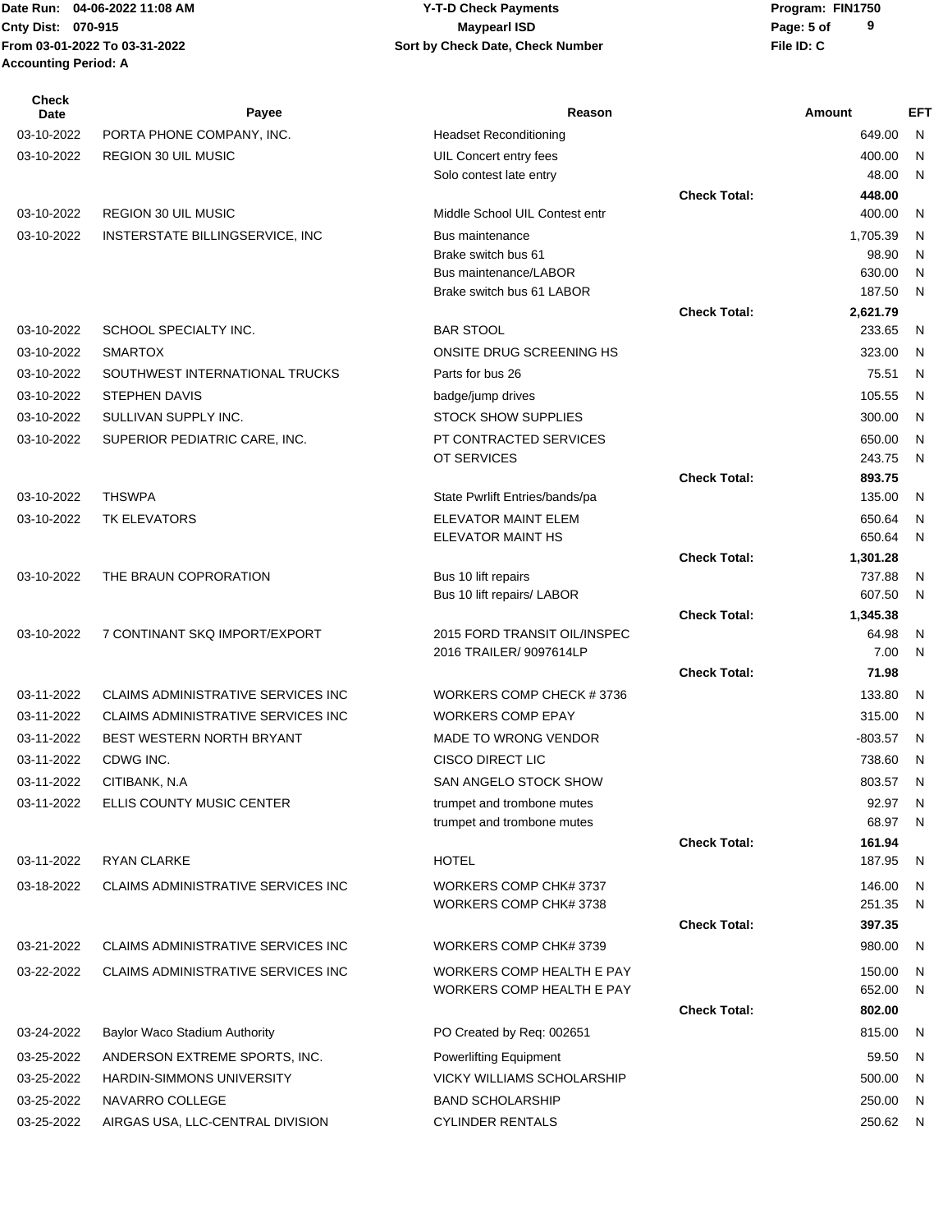Date Run: 04-06-2022 11:08 AM
Cnty Dist: 070-915
From 03-01-2022 To 03-31-2022
Accounting Period: A

**Y-T-D Check Payments**
**Maypearl ISD**
**Sort by Check Date, Check Number**

Program: FIN1750
File ID: C

| Check Date | Payee | Reason | | Amount | EFT |
|---|---|---|---|---|---|
| 03-10-2022 | PORTA PHONE COMPANY, INC. | Headset Reconditioning | | 649.00 | N |
| 03-10-2022 | REGION 30 UIL MUSIC | UIL Concert entry fees | | 400.00 | N |
| | | Solo contest late entry | | 48.00 | N |
| | | | Check Total: | 448.00 | |
| 03-10-2022 | REGION 30 UIL MUSIC | Middle School UIL Contest entr | | 400.00 | N |
| 03-10-2022 | INSTERSTATE BILLINGSERVICE, INC | Bus maintenance | | 1,705.39 | N |
| | | Brake switch bus 61 | | 98.90 | N |
| | | Bus maintenance/LABOR | | 630.00 | N |
| | | Brake switch bus 61 LABOR | | 187.50 | N |
| | | | Check Total: | 2,621.79 | |
| 03-10-2022 | SCHOOL SPECIALTY INC. | BAR STOOL | | 233.65 | N |
| 03-10-2022 | SMARTOX | ONSITE DRUG SCREENING HS | | 323.00 | N |
| 03-10-2022 | SOUTHWEST INTERNATIONAL TRUCKS | Parts for bus 26 | | 75.51 | N |
| 03-10-2022 | STEPHEN DAVIS | badge/jump drives | | 105.55 | N |
| 03-10-2022 | SULLIVAN SUPPLY INC. | STOCK SHOW SUPPLIES | | 300.00 | N |
| 03-10-2022 | SUPERIOR PEDIATRIC CARE, INC. | PT CONTRACTED SERVICES | | 650.00 | N |
| | | OT SERVICES | | 243.75 | N |
| | | | Check Total: | 893.75 | |
| 03-10-2022 | THSWPA | State Pwrlift Entries/bands/pa | | 135.00 | N |
| 03-10-2022 | TK ELEVATORS | ELEVATOR MAINT ELEM | | 650.64 | N |
| | | ELEVATOR MAINT HS | | 650.64 | N |
| | | | Check Total: | 1,301.28 | |
| 03-10-2022 | THE BRAUN COPRORATION | Bus 10 lift repairs | | 737.88 | N |
| | | Bus 10 lift repairs/ LABOR | | 607.50 | N |
| | | | Check Total: | 1,345.38 | |
| 03-10-2022 | 7 CONTINANT SKQ IMPORT/EXPORT | 2015 FORD TRANSIT OIL/INSPEC | | 64.98 | N |
| | | 2016 TRAILER/ 9097614LP | | 7.00 | N |
| | | | Check Total: | 71.98 | |
| 03-11-2022 | CLAIMS ADMINISTRATIVE SERVICES INC | WORKERS COMP CHECK # 3736 | | 133.80 | N |
| 03-11-2022 | CLAIMS ADMINISTRATIVE SERVICES INC | WORKERS COMP EPAY | | 315.00 | N |
| 03-11-2022 | BEST WESTERN NORTH BRYANT | MADE TO WRONG VENDOR | | -803.57 | N |
| 03-11-2022 | CDWG INC. | CISCO DIRECT LIC | | 738.60 | N |
| 03-11-2022 | CITIBANK, N.A | SAN ANGELO STOCK SHOW | | 803.57 | N |
| 03-11-2022 | ELLIS COUNTY MUSIC CENTER | trumpet and trombone mutes | | 92.97 | N |
| | | trumpet and trombone mutes | | 68.97 | N |
| | | | Check Total: | 161.94 | |
| 03-11-2022 | RYAN CLARKE | HOTEL | | 187.95 | N |
| 03-18-2022 | CLAIMS ADMINISTRATIVE SERVICES INC | WORKERS COMP CHK# 3737 | | 146.00 | N |
| | | WORKERS COMP CHK# 3738 | | 251.35 | N |
| | | | Check Total: | 397.35 | |
| 03-21-2022 | CLAIMS ADMINISTRATIVE SERVICES INC | WORKERS COMP CHK# 3739 | | 980.00 | N |
| 03-22-2022 | CLAIMS ADMINISTRATIVE SERVICES INC | WORKERS COMP HEALTH E PAY | | 150.00 | N |
| | | WORKERS COMP HEALTH E PAY | | 652.00 | N |
| | | | Check Total: | 802.00 | |
| 03-24-2022 | Baylor Waco Stadium Authority | PO Created by Req: 002651 | | 815.00 | N |
| 03-25-2022 | ANDERSON EXTREME SPORTS, INC. | Powerlifting Equipment | | 59.50 | N |
| 03-25-2022 | HARDIN-SIMMONS UNIVERSITY | VICKY WILLIAMS SCHOLARSHIP | | 500.00 | N |
| 03-25-2022 | NAVARRO COLLEGE | BAND SCHOLARSHIP | | 250.00 | N |
| 03-25-2022 | AIRGAS USA, LLC-CENTRAL DIVISION | CYLINDER RENTALS | | 250.62 | N |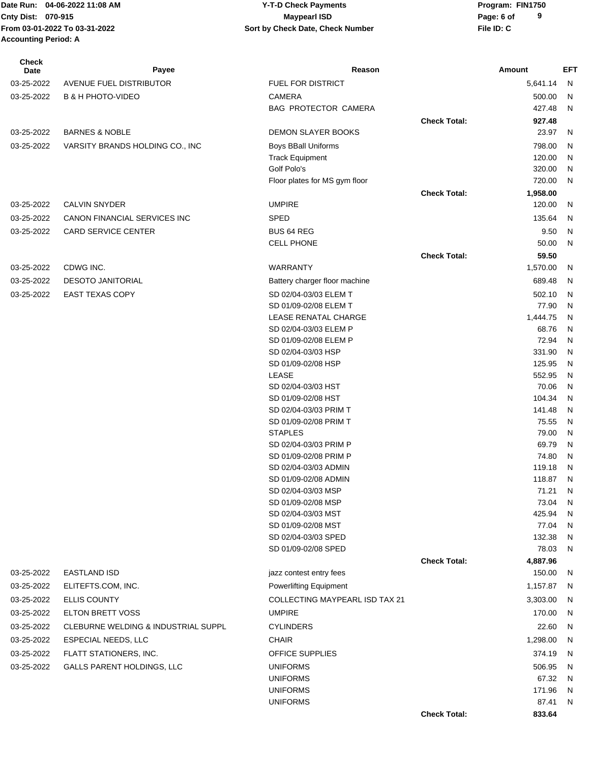Date Run: 04-06-2022 11:08 AM
Cnty Dist: 070-915
From 03-01-2022 To 03-31-2022
Accounting Period: A

**Y-T-D Check Payments**
**Maypearl ISD**
**Sort by Check Date, Check Number**

Program: FIN1750
File ID: C

| Check Date | Payee | Reason | | Amount | EFT |
|---|---|---|---|---|---|
| 03-25-2022 | AVENUE FUEL DISTRIBUTOR | FUEL FOR DISTRICT | | 5,641.14 | N |
| 03-25-2022 | B & H PHOTO-VIDEO | CAMERA | | 500.00 | N |
| | | BAG PROTECTOR CAMERA | | 427.48 | N |
| | | | **Check Total:** | **927.48** | |
| 03-25-2022 | BARNES & NOBLE | DEMON SLAYER BOOKS | | 23.97 | N |
| 03-25-2022 | VARSITY BRANDS HOLDING CO., INC | Boys BBall Uniforms | | 798.00 | N |
| | | Track Equipment | | 120.00 | N |
| | | Golf Polo's | | 320.00 | N |
| | | Floor plates for MS gym floor | | 720.00 | N |
| | | | **Check Total:** | **1,958.00** | |
| 03-25-2022 | CALVIN SNYDER | UMPIRE | | 120.00 | N |
| 03-25-2022 | CANON FINANCIAL SERVICES INC | SPED | | 135.64 | N |
| 03-25-2022 | CARD SERVICE CENTER | BUS 64 REG | | 9.50 | N |
| | | CELL PHONE | | 50.00 | N |
| | | | **Check Total:** | **59.50** | |
| 03-25-2022 | CDWG INC. | WARRANTY | | 1,570.00 | N |
| 03-25-2022 | DESOTO JANITORIAL | Battery charger floor machine | | 689.48 | N |
| 03-25-2022 | EAST TEXAS COPY | SD 02/04-03/03 ELEM T | | 502.10 | N |
| | | SD 01/09-02/08 ELEM T | | 77.90 | N |
| | | LEASE RENATAL CHARGE | | 1,444.75 | N |
| | | SD 02/04-03/03 ELEM P | | 68.76 | N |
| | | SD 01/09-02/08 ELEM P | | 72.94 | N |
| | | SD 02/04-03/03 HSP | | 331.90 | N |
| | | SD 01/09-02/08 HSP | | 125.95 | N |
| | | LEASE | | 552.95 | N |
| | | SD 02/04-03/03 HST | | 70.06 | N |
| | | SD 01/09-02/08 HST | | 104.34 | N |
| | | SD 02/04-03/03 PRIM T | | 141.48 | N |
| | | SD 01/09-02/08 PRIM T | | 75.55 | N |
| | | STAPLES | | 79.00 | N |
| | | SD 02/04-03/03 PRIM P | | 69.79 | N |
| | | SD 01/09-02/08 PRIM P | | 74.80 | N |
| | | SD 02/04-03/03 ADMIN | | 119.18 | N |
| | | SD 01/09-02/08 ADMIN | | 118.87 | N |
| | | SD 02/04-03/03 MSP | | 71.21 | N |
| | | SD 01/09-02/08 MSP | | 73.04 | N |
| | | SD 02/04-03/03 MST | | 425.94 | N |
| | | SD 01/09-02/08 MST | | 77.04 | N |
| | | SD 02/04-03/03 SPED | | 132.38 | N |
| | | SD 01/09-02/08 SPED | | 78.03 | N |
| | | | **Check Total:** | **4,887.96** | |
| 03-25-2022 | EASTLAND ISD | jazz contest entry fees | | 150.00 | N |
| 03-25-2022 | ELITEFTS.COM, INC. | Powerlifting Equipment | | 1,157.87 | N |
| 03-25-2022 | ELLIS COUNTY | COLLECTING MAYPEARL ISD TAX 21 | | 3,303.00 | N |
| 03-25-2022 | ELTON BRETT VOSS | UMPIRE | | 170.00 | N |
| 03-25-2022 | CLEBURNE WELDING & INDUSTRIAL SUPPL | CYLINDERS | | 22.60 | N |
| 03-25-2022 | ESPECIAL NEEDS, LLC | CHAIR | | 1,298.00 | N |
| 03-25-2022 | FLATT STATIONERS, INC. | OFFICE SUPPLIES | | 374.19 | N |
| 03-25-2022 | GALLS PARENT HOLDINGS, LLC | UNIFORMS | | 506.95 | N |
| | | UNIFORMS | | 67.32 | N |
| | | UNIFORMS | | 171.96 | N |
| | | UNIFORMS | | 87.41 | N |
| | | | **Check Total:** | **833.64** | |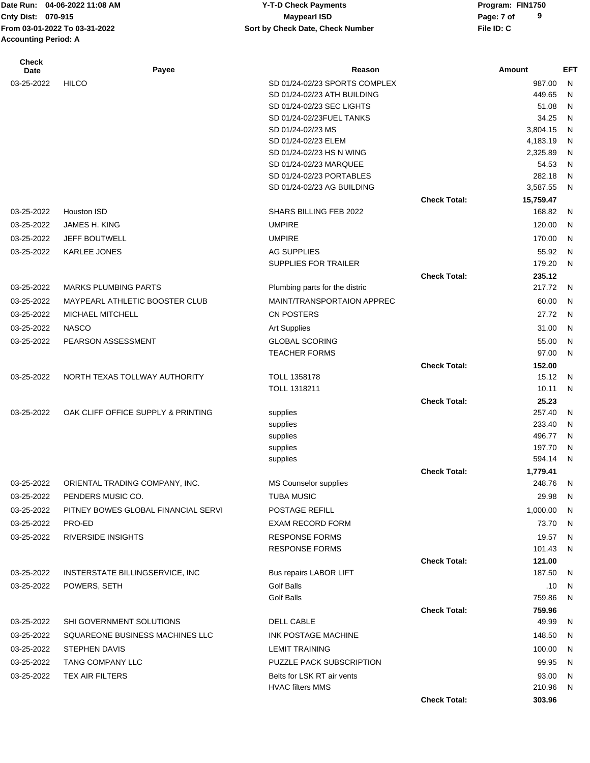| Check Date | Payee | Reason | | Amount | EFT |
|---|---|---|---|---|---|
| 03-25-2022 | HILCO | SD 01/24-02/23 SPORTS COMPLEX | | 987.00 | N |
| | | SD 01/24-02/23 ATH BUILDING | | 449.65 | N |
| | | SD 01/24-02/23 SEC LIGHTS | | 51.08 | N |
| | | SD 01/24-02/23FUEL TANKS | | 34.25 | N |
| | | SD 01/24-02/23 MS | | 3,804.15 | N |
| | | SD 01/24-02/23 ELEM | | 4,183.19 | N |
| | | SD 01/24-02/23 HS N WING | | 2,325.89 | N |
| | | SD 01/24-02/23 MARQUEE | | 54.53 | N |
| | | SD 01/24-02/23 PORTABLES | | 282.18 | N |
| | | SD 01/24-02/23 AG BUILDING | | 3,587.55 | N |
| | | | **Check Total:** | **15,759.47** | |
| 03-25-2022 | Houston ISD | SHARS BILLING FEB 2022 | | 168.82 | N |
| 03-25-2022 | JAMES H. KING | UMPIRE | | 120.00 | N |
| 03-25-2022 | JEFF BOUTWELL | UMPIRE | | 170.00 | N |
| 03-25-2022 | KARLEE JONES | AG SUPPLIES | | 55.92 | N |
| | | SUPPLIES FOR TRAILER | | 179.20 | N |
| | | | **Check Total:** | **235.12** | |
| 03-25-2022 | MARKS PLUMBING PARTS | Plumbing parts for the distric | | 217.72 | N |
| 03-25-2022 | MAYPEARL ATHLETIC BOOSTER CLUB | MAINT/TRANSPORTAION APPREC | | 60.00 | N |
| 03-25-2022 | MICHAEL MITCHELL | CN POSTERS | | 27.72 | N |
| 03-25-2022 | NASCO | Art Supplies | | 31.00 | N |
| 03-25-2022 | PEARSON ASSESSMENT | GLOBAL SCORING | | 55.00 | N |
| | | TEACHER FORMS | | 97.00 | N |
| | | | **Check Total:** | **152.00** | |
| 03-25-2022 | NORTH TEXAS TOLLWAY AUTHORITY | TOLL 1358178 | | 15.12 | N |
| | | TOLL 1318211 | | 10.11 | N |
| | | | **Check Total:** | **25.23** | |
| 03-25-2022 | OAK CLIFF OFFICE SUPPLY & PRINTING | supplies | | 257.40 | N |
| | | supplies | | 233.40 | N |
| | | supplies | | 496.77 | N |
| | | supplies | | 197.70 | N |
| | | supplies | | 594.14 | N |
| | | | **Check Total:** | **1,779.41** | |
| 03-25-2022 | ORIENTAL TRADING COMPANY, INC. | MS Counselor supplies | | 248.76 | N |
| 03-25-2022 | PENDERS MUSIC CO. | TUBA MUSIC | | 29.98 | N |
| 03-25-2022 | PITNEY BOWES GLOBAL FINANCIAL SERVI | POSTAGE REFILL | | 1,000.00 | N |
| 03-25-2022 | PRO-ED | EXAM RECORD FORM | | 73.70 | N |
| 03-25-2022 | RIVERSIDE INSIGHTS | RESPONSE FORMS | | 19.57 | N |
| | | RESPONSE FORMS | | 101.43 | N |
| | | | **Check Total:** | **121.00** | |
| 03-25-2022 | INSTERSTATE BILLINGSERVICE, INC | Bus repairs LABOR LIFT | | 187.50 | N |
| 03-25-2022 | POWERS, SETH | Golf Balls | | .10 | N |
| | | Golf Balls | | 759.86 | N |
| | | | **Check Total:** | **759.96** | |
| 03-25-2022 | SHI GOVERNMENT SOLUTIONS | DELL CABLE | | 49.99 | N |
| 03-25-2022 | SQUAREONE BUSINESS MACHINES LLC | INK POSTAGE MACHINE | | 148.50 | N |
| 03-25-2022 | STEPHEN DAVIS | LEMIT TRAINING | | 100.00 | N |
| 03-25-2022 | TANG COMPANY LLC | PUZZLE PACK SUBSCRIPTION | | 99.95 | N |
| 03-25-2022 | TEX AIR FILTERS | Belts for LSK RT air vents | | 93.00 | N |
| | | HVAC filters MMS | | 210.96 | N |
| | | | **Check Total:** | **303.96** | |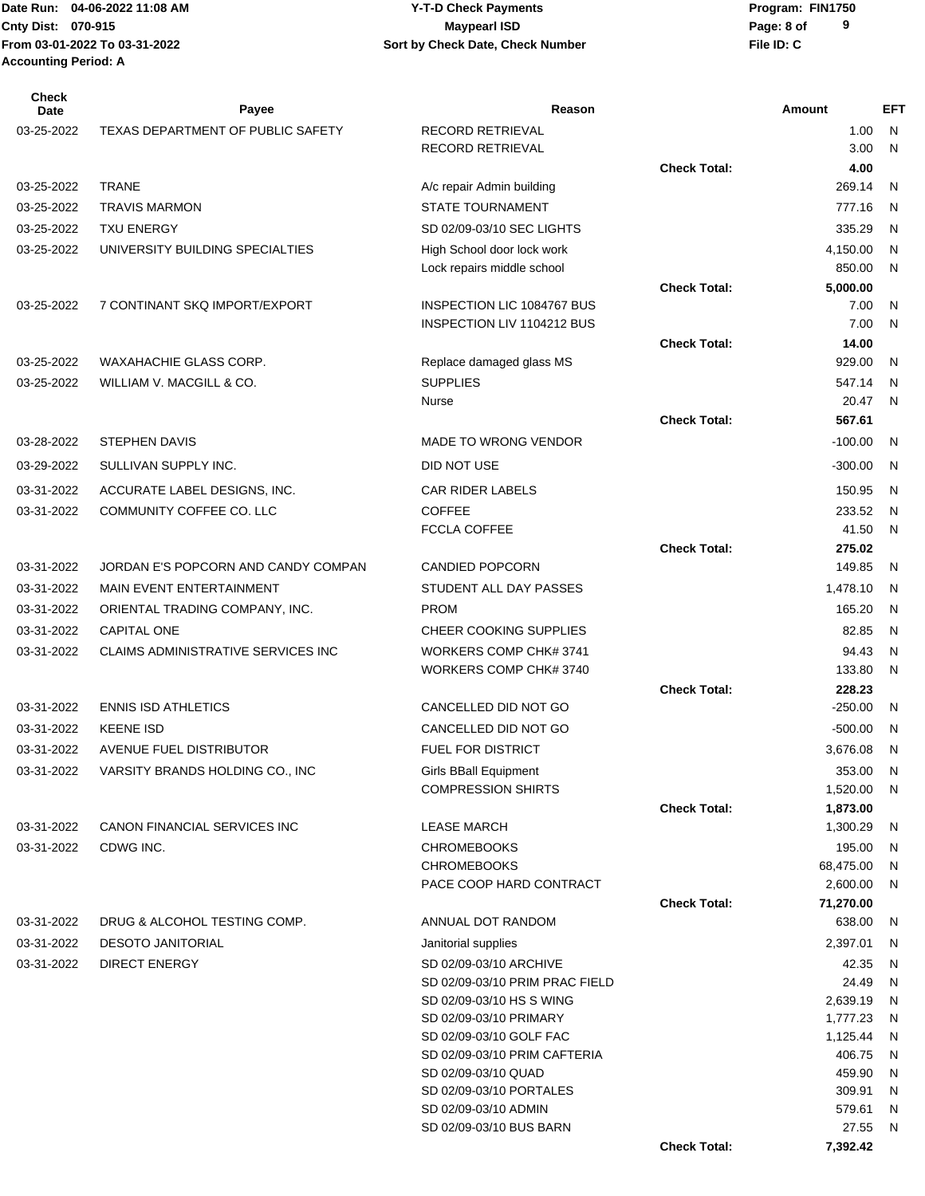| Check Date | Payee | Reason | | Amount | EFT |
|---|---|---|---|---|---|
| 03-25-2022 | TEXAS DEPARTMENT OF PUBLIC SAFETY | RECORD RETRIEVAL | | 1.00 | N |
| | | RECORD RETRIEVAL | | 3.00 | N |
| | | | Check Total: | 4.00 | |
| 03-25-2022 | TRANE | A/c repair Admin building | | 269.14 | N |
| 03-25-2022 | TRAVIS MARMON | STATE TOURNAMENT | | 777.16 | N |
| 03-25-2022 | TXU ENERGY | SD 02/09-03/10 SEC LIGHTS | | 335.29 | N |
| 03-25-2022 | UNIVERSITY BUILDING SPECIALTIES | High School door lock work | | 4,150.00 | N |
| | | Lock repairs middle school | | 850.00 | N |
| | | | Check Total: | 5,000.00 | |
| 03-25-2022 | 7 CONTINANT SKQ IMPORT/EXPORT | INSPECTION LIC 1084767 BUS | | 7.00 | N |
| | | INSPECTION LIV 1104212 BUS | | 7.00 | N |
| | | | Check Total: | 14.00 | |
| 03-25-2022 | WAXAHACHIE GLASS CORP. | Replace damaged glass MS | | 929.00 | N |
| 03-25-2022 | WILLIAM V. MACGILL & CO. | SUPPLIES | | 547.14 | N |
| | | Nurse | | 20.47 | N |
| | | | Check Total: | 567.61 | |
| 03-28-2022 | STEPHEN DAVIS | MADE TO WRONG VENDOR | | -100.00 | N |
| 03-29-2022 | SULLIVAN SUPPLY INC. | DID NOT USE | | -300.00 | N |
| 03-31-2022 | ACCURATE LABEL DESIGNS, INC. | CAR RIDER LABELS | | 150.95 | N |
| 03-31-2022 | COMMUNITY COFFEE CO. LLC | COFFEE | | 233.52 | N |
| | | FCCLA COFFEE | | 41.50 | N |
| | | | Check Total: | 275.02 | |
| 03-31-2022 | JORDAN E'S POPCORN AND CANDY COMPAN | CANDIED POPCORN | | 149.85 | N |
| 03-31-2022 | MAIN EVENT ENTERTAINMENT | STUDENT ALL DAY PASSES | | 1,478.10 | N |
| 03-31-2022 | ORIENTAL TRADING COMPANY, INC. | PROM | | 165.20 | N |
| 03-31-2022 | CAPITAL ONE | CHEER COOKING SUPPLIES | | 82.85 | N |
| 03-31-2022 | CLAIMS ADMINISTRATIVE SERVICES INC | WORKERS COMP CHK# 3741 | | 94.43 | N |
| | | WORKERS COMP CHK# 3740 | | 133.80 | N |
| | | | Check Total: | 228.23 | |
| 03-31-2022 | ENNIS ISD ATHLETICS | CANCELLED DID NOT GO | | -250.00 | N |
| 03-31-2022 | KEENE ISD | CANCELLED DID NOT GO | | -500.00 | N |
| 03-31-2022 | AVENUE FUEL DISTRIBUTOR | FUEL FOR DISTRICT | | 3,676.08 | N |
| 03-31-2022 | VARSITY BRANDS HOLDING CO., INC | Girls BBall Equipment | | 353.00 | N |
| | | COMPRESSION SHIRTS | | 1,520.00 | N |
| | | | Check Total: | 1,873.00 | |
| 03-31-2022 | CANON FINANCIAL SERVICES INC | LEASE MARCH | | 1,300.29 | N |
| 03-31-2022 | CDWG INC. | CHROMEBOOKS | | 195.00 | N |
| | | CHROMEBOOKS | | 68,475.00 | N |
| | | PACE COOP HARD CONTRACT | | 2,600.00 | N |
| | | | Check Total: | 71,270.00 | |
| 03-31-2022 | DRUG & ALCOHOL TESTING COMP. | ANNUAL DOT RANDOM | | 638.00 | N |
| 03-31-2022 | DESOTO JANITORIAL | Janitorial supplies | | 2,397.01 | N |
| 03-31-2022 | DIRECT ENERGY | SD 02/09-03/10 ARCHIVE | | 42.35 | N |
| | | SD 02/09-03/10 PRIM PRAC FIELD | | 24.49 | N |
| | | SD 02/09-03/10 HS S WING | | 2,639.19 | N |
| | | SD 02/09-03/10 PRIMARY | | 1,777.23 | N |
| | | SD 02/09-03/10 GOLF FAC | | 1,125.44 | N |
| | | SD 02/09-03/10 PRIM CAFTERIA | | 406.75 | N |
| | | SD 02/09-03/10 QUAD | | 459.90 | N |
| | | SD 02/09-03/10 PORTALES | | 309.91 | N |
| | | SD 02/09-03/10 ADMIN | | 579.61 | N |
| | | SD 02/09-03/10 BUS BARN | | 27.55 | N |
| | | | Check Total: | 7,392.42 | |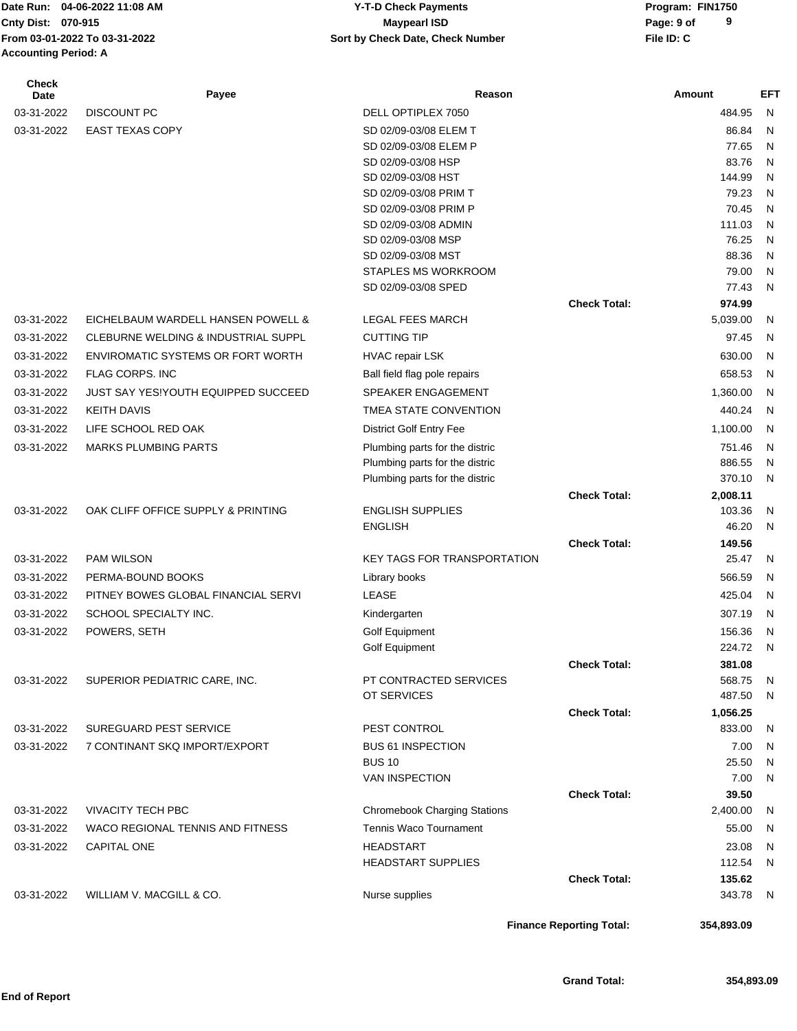Date Run: 04-06-2022 11:08 AM
Cnty Dist: 070-915
From 03-01-2022 To 03-31-2022
Accounting Period: A

**Y-T-D Check Payments**
**Maypearl ISD**
**Sort by Check Date, Check Number**

Program: FIN1750
File ID: C

| Check Date | Payee | Reason | | Amount | EFT |
|---|---|---|---|---|---|
| 03-31-2022 | DISCOUNT PC | DELL OPTIPLEX 7050 | | 484.95 | N |
| 03-31-2022 | EAST TEXAS COPY | SD 02/09-03/08 ELEM T | | 86.84 | N |
| | | SD 02/09-03/08 ELEM P | | 77.65 | N |
| | | SD 02/09-03/08 HSP | | 83.76 | N |
| | | SD 02/09-03/08 HST | | 144.99 | N |
| | | SD 02/09-03/08 PRIM T | | 79.23 | N |
| | | SD 02/09-03/08 PRIM P | | 70.45 | N |
| | | SD 02/09-03/08 ADMIN | | 111.03 | N |
| | | SD 02/09-03/08 MSP | | 76.25 | N |
| | | SD 02/09-03/08 MST | | 88.36 | N |
| | | STAPLES MS WORKROOM | | 79.00 | N |
| | | SD 02/09-03/08 SPED | | 77.43 | N |
| | | | **Check Total:** | **974.99** | |
| 03-31-2022 | EICHELBAUM WARDELL HANSEN POWELL & | LEGAL FEES MARCH | | 5,039.00 | N |
| 03-31-2022 | CLEBURNE WELDING & INDUSTRIAL SUPPL | CUTTING TIP | | 97.45 | N |
| 03-31-2022 | ENVIROMATIC SYSTEMS OR FORT WORTH | HVAC repair LSK | | 630.00 | N |
| 03-31-2022 | FLAG CORPS. INC | Ball field flag pole repairs | | 658.53 | N |
| 03-31-2022 | JUST SAY YES!YOUTH EQUIPPED SUCCEED | SPEAKER ENGAGEMENT | | 1,360.00 | N |
| 03-31-2022 | KEITH DAVIS | TMEA STATE CONVENTION | | 440.24 | N |
| 03-31-2022 | LIFE SCHOOL RED OAK | District Golf Entry Fee | | 1,100.00 | N |
| 03-31-2022 | MARKS PLUMBING PARTS | Plumbing parts for the distric | | 751.46 | N |
| | | Plumbing parts for the distric | | 886.55 | N |
| | | Plumbing parts for the distric | | 370.10 | N |
| | | | **Check Total:** | **2,008.11** | |
| 03-31-2022 | OAK CLIFF OFFICE SUPPLY & PRINTING | ENGLISH SUPPLIES | | 103.36 | N |
| | | ENGLISH | | 46.20 | N |
| | | | **Check Total:** | **149.56** | |
| 03-31-2022 | PAM WILSON | KEY TAGS FOR TRANSPORTATION | | 25.47 | N |
| 03-31-2022 | PERMA-BOUND BOOKS | Library books | | 566.59 | N |
| 03-31-2022 | PITNEY BOWES GLOBAL FINANCIAL SERVI | LEASE | | 425.04 | N |
| 03-31-2022 | SCHOOL SPECIALTY INC. | Kindergarten | | 307.19 | N |
| 03-31-2022 | POWERS, SETH | Golf Equipment | | 156.36 | N |
| | | Golf Equipment | | 224.72 | N |
| | | | **Check Total:** | **381.08** | |
| 03-31-2022 | SUPERIOR PEDIATRIC CARE, INC. | PT CONTRACTED SERVICES | | 568.75 | N |
| | | OT SERVICES | | 487.50 | N |
| | | | **Check Total:** | **1,056.25** | |
| 03-31-2022 | SUREGUARD PEST SERVICE | PEST CONTROL | | 833.00 | N |
| 03-31-2022 | 7 CONTINANT SKQ IMPORT/EXPORT | BUS 61 INSPECTION | | 7.00 | N |
| | | BUS 10 | | 25.50 | N |
| | | VAN INSPECTION | | 7.00 | N |
| | | | **Check Total:** | **39.50** | |
| 03-31-2022 | VIVACITY TECH PBC | Chromebook Charging Stations | | 2,400.00 | N |
| 03-31-2022 | WACO REGIONAL TENNIS AND FITNESS | Tennis Waco Tournament | | 55.00 | N |
| 03-31-2022 | CAPITAL ONE | HEADSTART | | 23.08 | N |
| | | HEADSTART SUPPLIES | | 112.54 | N |
| | | | **Check Total:** | **135.62** | |
| 03-31-2022 | WILLIAM V. MACGILL & CO. | Nurse supplies | | 343.78 | N |
| | | | **Finance Reporting Total:** | **354,893.09** | |

**Grand Total:** **354,893.09**

**End of Report**